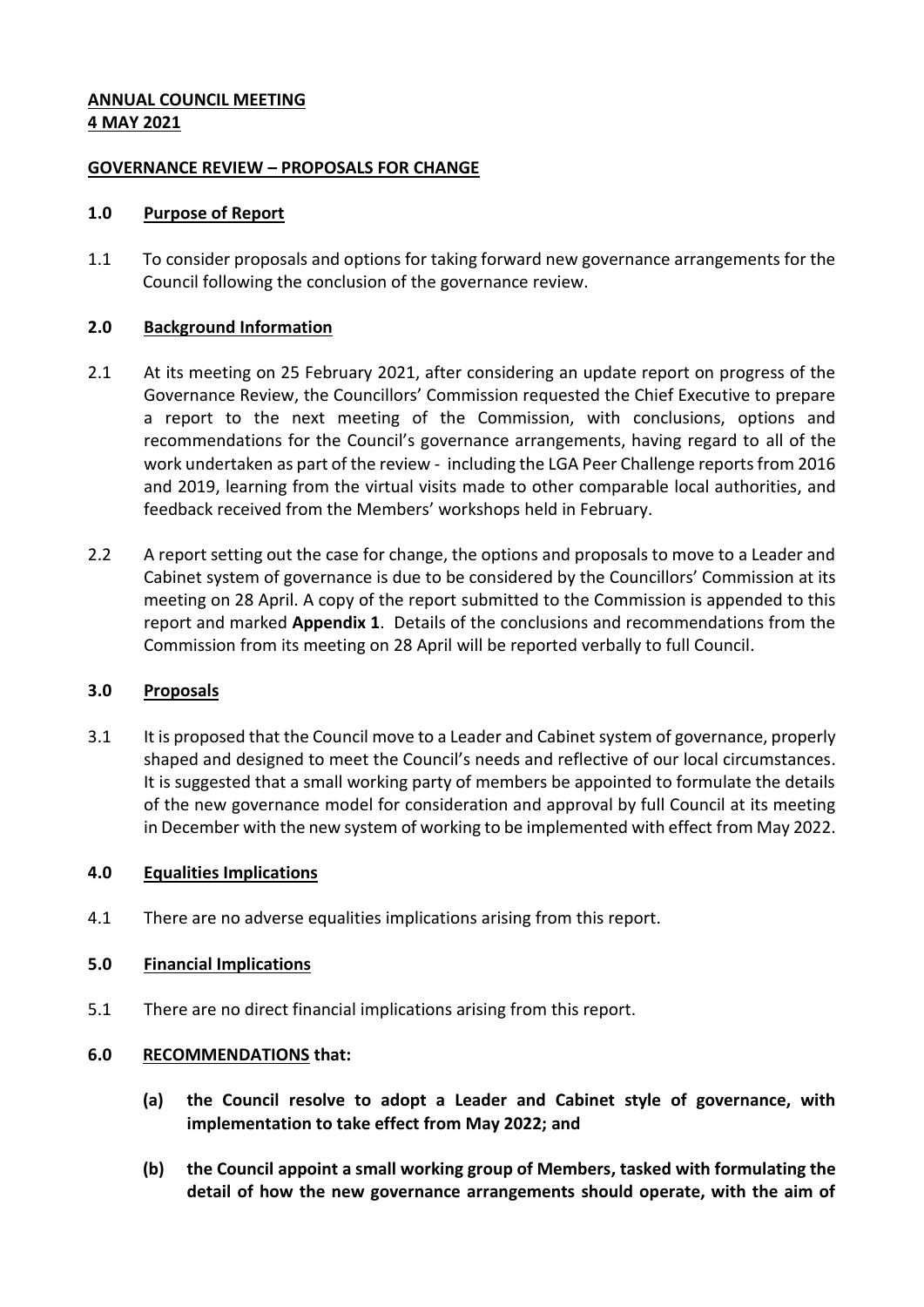**ANNUAL COUNCIL MEETING**
**4 MAY 2021**

**GOVERNANCE REVIEW – PROPOSALS FOR CHANGE**

## 1.0 Purpose of Report

1.1 To consider proposals and options for taking forward new governance arrangements for the Council following the conclusion of the governance review.

## 2.0 Background Information

2.1 At its meeting on 25 February 2021, after considering an update report on progress of the Governance Review, the Councillors' Commission requested the Chief Executive to prepare a report to the next meeting of the Commission, with conclusions, options and recommendations for the Council's governance arrangements, having regard to all of the work undertaken as part of the review - including the LGA Peer Challenge reports from 2016 and 2019, learning from the virtual visits made to other comparable local authorities, and feedback received from the Members' workshops held in February.

2.2 A report setting out the case for change, the options and proposals to move to a Leader and Cabinet system of governance is due to be considered by the Councillors' Commission at its meeting on 28 April. A copy of the report submitted to the Commission is appended to this report and marked **Appendix 1**. Details of the conclusions and recommendations from the Commission from its meeting on 28 April will be reported verbally to full Council.

## 3.0 Proposals

3.1 It is proposed that the Council move to a Leader and Cabinet system of governance, properly shaped and designed to meet the Council's needs and reflective of our local circumstances. It is suggested that a small working party of members be appointed to formulate the details of the new governance model for consideration and approval by full Council at its meeting in December with the new system of working to be implemented with effect from May 2022.

## 4.0 Equalities Implications

4.1 There are no adverse equalities implications arising from this report.

## 5.0 Financial Implications

5.1 There are no direct financial implications arising from this report.

## 6.0 RECOMMENDATIONS that:

**(a) the Council resolve to adopt a Leader and Cabinet style of governance, with implementation to take effect from May 2022; and**

**(b) the Council appoint a small working group of Members, tasked with formulating the detail of how the new governance arrangements should operate, with the aim of**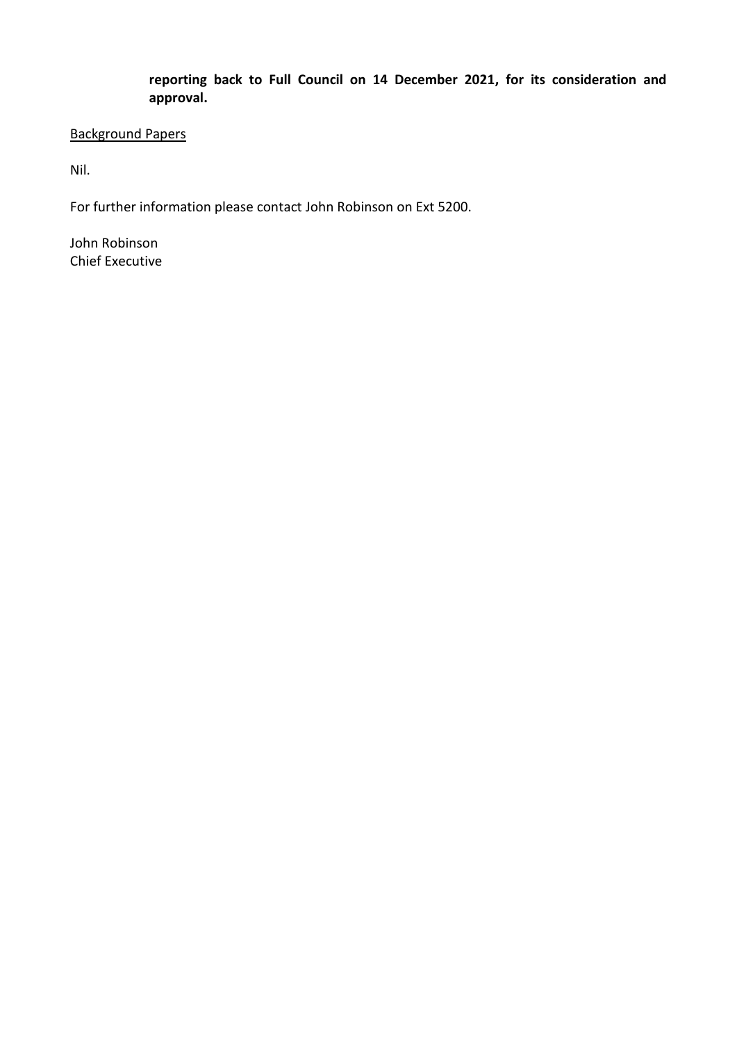**reporting back to Full Council on 14 December 2021, for its consideration and approval.**

<u>Background Papers</u>

Nil.

For further information please contact John Robinson on Ext 5200.

John Robinson
Chief Executive